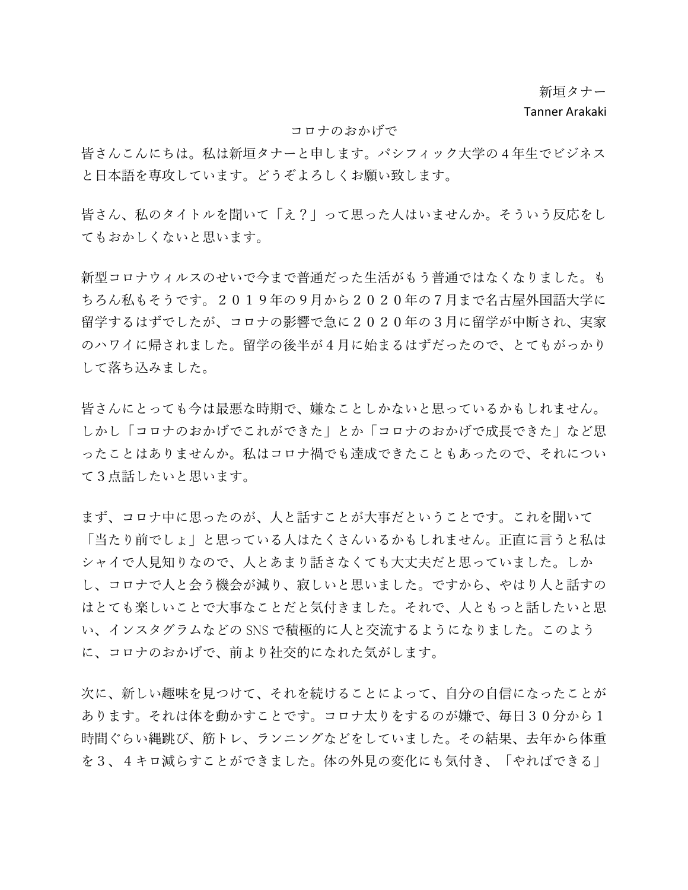新垣タナー
Tanner Arakaki

# コロナのおかげで

皆さんこんにちは。私は新垣タナーと申します。パシフィック大学の４年生でビジネスと日本語を専攻しています。どうぞよろしくお願い致します。

皆さん、私のタイトルを聞いて「え？」って思った人はいませんか。そういう反応をしてもおかしくないと思います。

新型コロナウィルスのせいで今まで普通だった生活がもう普通ではなくなりました。もちろん私もそうです。２０１９年の９月から２０２０年の７月まで名古屋外国語大学に留学するはずでしたが、コロナの影響で急に２０２０年の３月に留学が中断され、実家のハワイに帰されました。留学の後半が４月に始まるはずだったので、とてもがっかりして落ち込みました。

皆さんにとっても今は最悪な時期で、嫌なことしかないと思っているかもしれません。しかし「コロナのおかげでこれができた」とか「コロナのおかげで成長できた」など思ったことはありませんか。私はコロナ禍でも達成できたこともあったので、それについて３点話したいと思います。

まず、コロナ中に思ったのが、人と話すことが大事だということです。これを聞いて「当たり前でしょ」と思っている人はたくさんいるかもしれません。正直に言うと私はシャイで人見知りなので、人とあまり話さなくても大丈夫だと思っていました。しかし、コロナで人と会う機会が減り、寂しいと思いました。ですから、やはり人と話すのはとても楽しいことで大事なことだと気付きました。それで、人ともっと話したいと思い、インスタグラムなどの SNS で積極的に人と交流するようになりました。このように、コロナのおかげで、前より社交的になれた気がします。

次に、新しい趣味を見つけて、それを続けることによって、自分の自信になったことがあります。それは体を動かすことです。コロナ太りをするのが嫌で、毎日３０分から１時間ぐらい縄跳び、筋トレ、ランニングなどをしていました。その結果、去年から体重を３、４キロ減らすことができました。体の外見の変化にも気付き、「やればできる」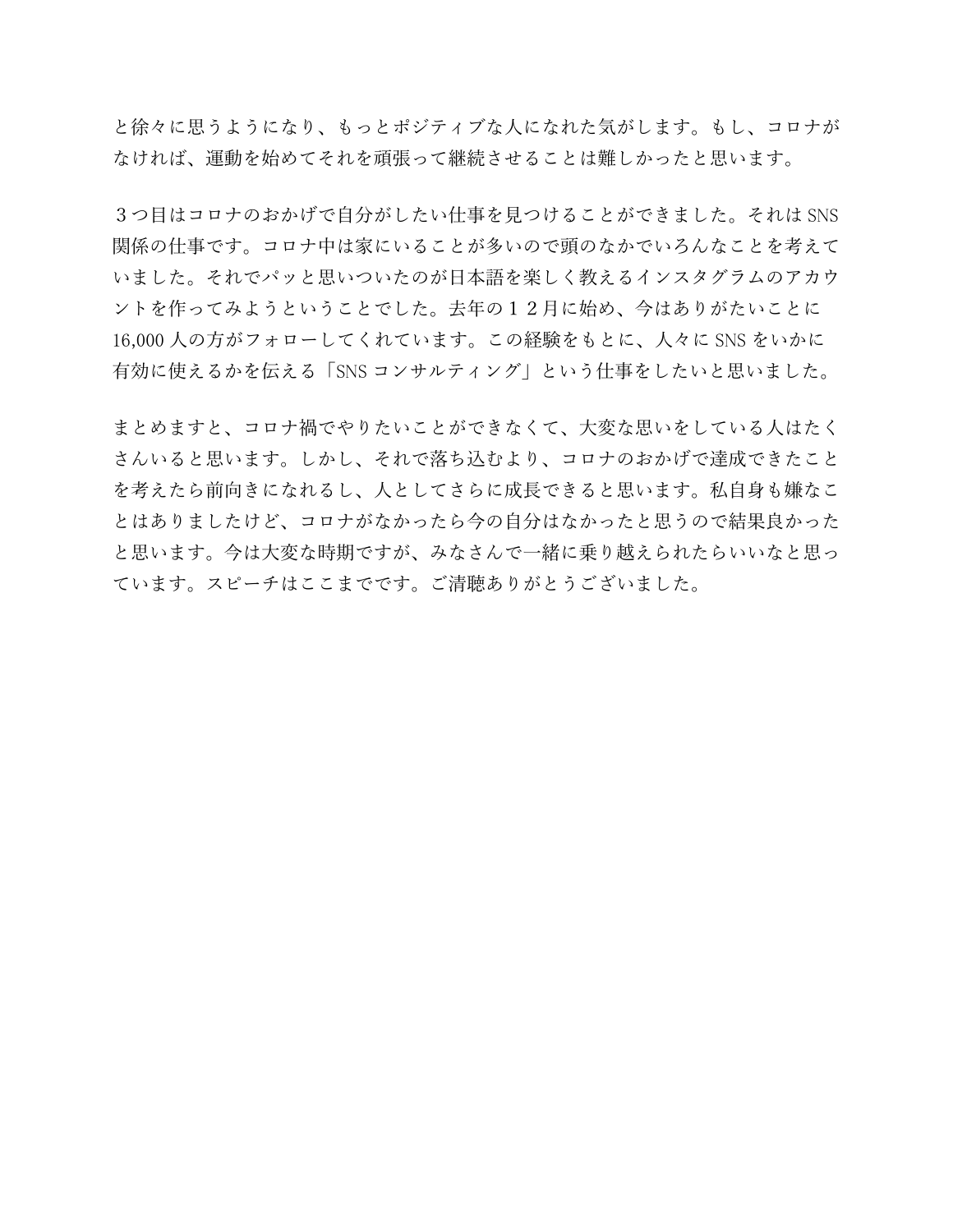と徐々に思うようになり、もっとポジティブな人になれた気がします。もし、コロナがなければ、運動を始めてそれを頑張って継続させることは難しかったと思います。

３つ目はコロナのおかげで自分がしたい仕事を見つけることができました。それは SNS 関係の仕事です。コロナ中は家にいることが多いので頭のなかでいろんなことを考えていました。それでパッと思いついたのが日本語を楽しく教えるインスタグラムのアカウントを作ってみようということでした。去年の１２月に始め、今はありがたいことに 16,000 人の方がフォローしてくれています。この経験をもとに、人々に SNS をいかに有効に使えるかを伝える「SNS コンサルティング」という仕事をしたいと思いました。

まとめますと、コロナ禍でやりたいことができなくて、大変な思いをしている人はたくさんいると思います。しかし、それで落ち込むより、コロナのおかげで達成できたことを考えたら前向きになれるし、人としてさらに成長できると思います。私自身も嫌なことはありましたけど、コロナがなかったら今の自分はなかったと思うので結果良かったと思います。今は大変な時期ですが、みなさんで一緒に乗り越えられたらいいなと思っています。スピーチはここまでです。ご清聴ありがとうございました。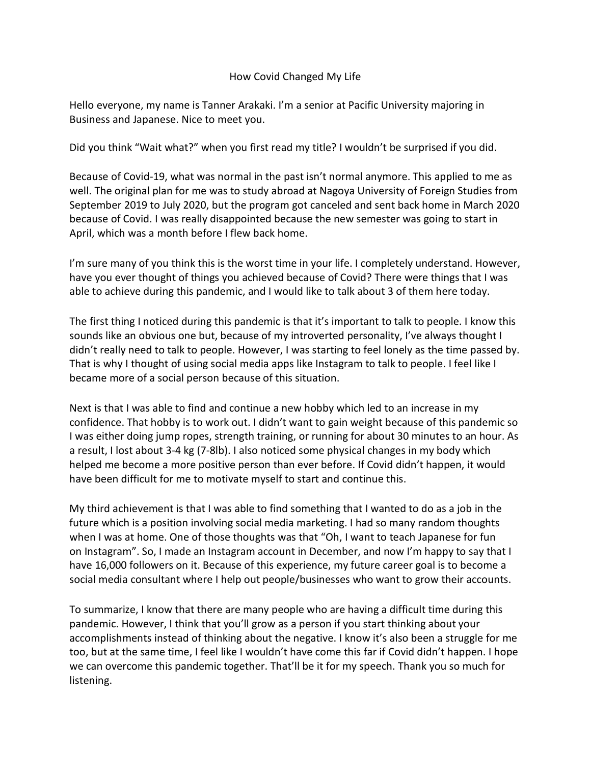# How Covid Changed My Life

Hello everyone, my name is Tanner Arakaki. I'm a senior at Pacific University majoring in Business and Japanese. Nice to meet you.

Did you think "Wait what?" when you first read my title? I wouldn't be surprised if you did.

Because of Covid-19, what was normal in the past isn't normal anymore. This applied to me as well. The original plan for me was to study abroad at Nagoya University of Foreign Studies from September 2019 to July 2020, but the program got canceled and sent back home in March 2020 because of Covid. I was really disappointed because the new semester was going to start in April, which was a month before I flew back home.

I'm sure many of you think this is the worst time in your life. I completely understand. However, have you ever thought of things you achieved because of Covid? There were things that I was able to achieve during this pandemic, and I would like to talk about 3 of them here today.

The first thing I noticed during this pandemic is that it's important to talk to people. I know this sounds like an obvious one but, because of my introverted personality, I've always thought I didn't really need to talk to people. However, I was starting to feel lonely as the time passed by. That is why I thought of using social media apps like Instagram to talk to people. I feel like I became more of a social person because of this situation.

Next is that I was able to find and continue a new hobby which led to an increase in my confidence. That hobby is to work out. I didn't want to gain weight because of this pandemic so I was either doing jump ropes, strength training, or running for about 30 minutes to an hour. As a result, I lost about 3-4 kg (7-8lb). I also noticed some physical changes in my body which helped me become a more positive person than ever before. If Covid didn't happen, it would have been difficult for me to motivate myself to start and continue this.

My third achievement is that I was able to find something that I wanted to do as a job in the future which is a position involving social media marketing. I had so many random thoughts when I was at home. One of those thoughts was that "Oh, I want to teach Japanese for fun on Instagram". So, I made an Instagram account in December, and now I'm happy to say that I have 16,000 followers on it. Because of this experience, my future career goal is to become a social media consultant where I help out people/businesses who want to grow their accounts.

To summarize, I know that there are many people who are having a difficult time during this pandemic. However, I think that you'll grow as a person if you start thinking about your accomplishments instead of thinking about the negative. I know it's also been a struggle for me too, but at the same time, I feel like I wouldn't have come this far if Covid didn't happen. I hope we can overcome this pandemic together. That'll be it for my speech. Thank you so much for listening.